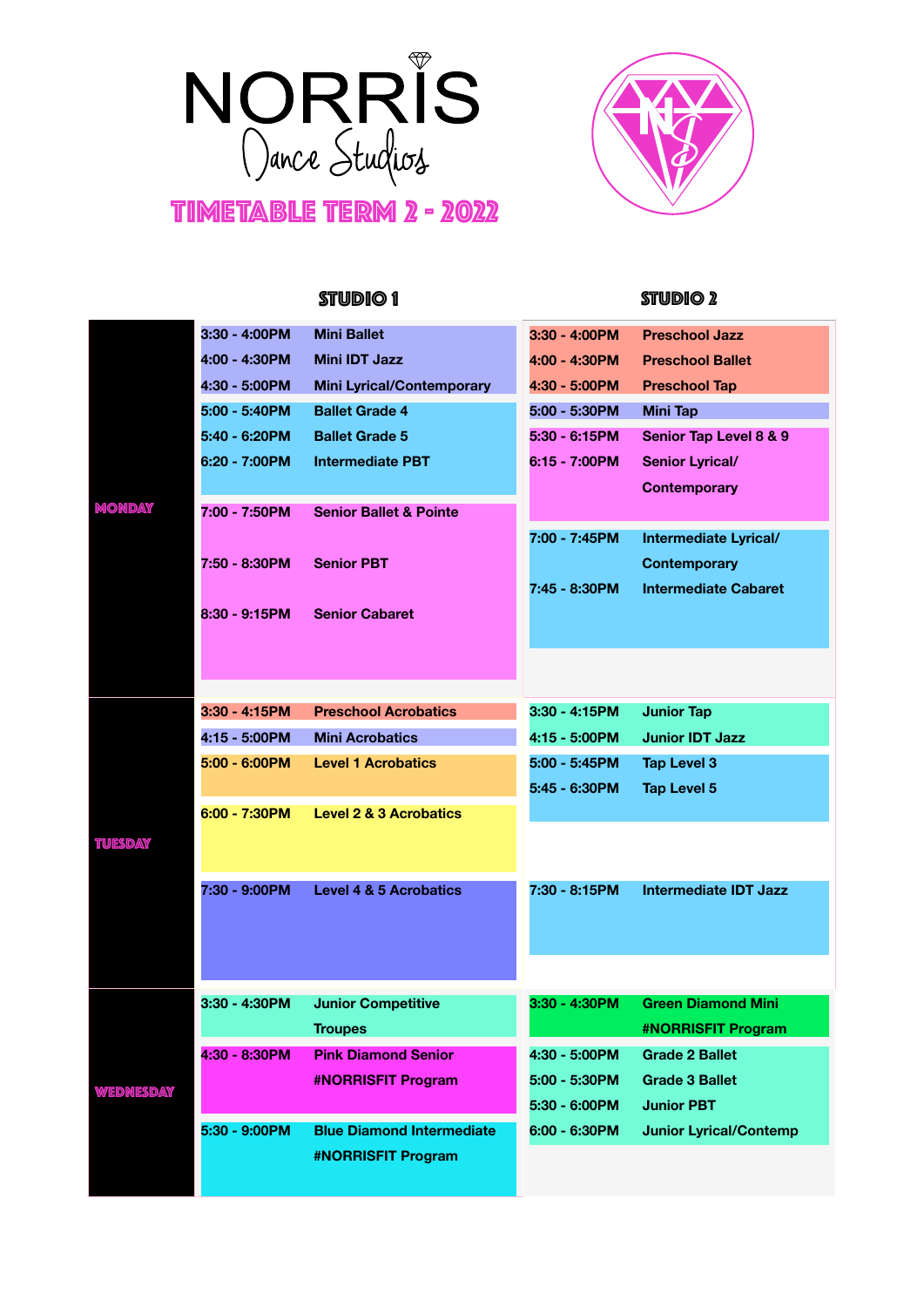# NORRIS Dance Studios

## TIMETABLE TERM 2 - 2022

| Day | Studio 1 Time | Studio 1 Class | Studio 2 Time | Studio 2 Class |
| --- | --- | --- | --- | --- |
| MONDAY | 3:30 - 4:00PM | Mini Ballet | 3:30 - 4:00PM | Preschool Jazz |
| | 4:00 - 4:30PM | Mini IDT Jazz | 4:00 - 4:30PM | Preschool Ballet |
| | 4:30 - 5:00PM | Mini Lyrical/Contemporary | 4:30 - 5:00PM | Preschool Tap |
| | 5:00 - 5:40PM | Ballet Grade 4 | 5:00 - 5:30PM | Mini Tap |
| | 5:40 - 6:20PM | Ballet Grade 5 | 5:30 - 6:15PM | Senior Tap Level 8 & 9 |
| | 6:20 - 7:00PM | Intermediate PBT | 6:15 - 7:00PM | Senior Lyrical/ Contemporary |
| | 7:00 - 7:50PM | Senior Ballet & Pointe | 7:00 - 7:45PM | Intermediate Lyrical/ Contemporary |
| | 7:50 - 8:30PM | Senior PBT | 7:45 - 8:30PM | Intermediate Cabaret |
| | 8:30 - 9:15PM | Senior Cabaret | | |
| TUESDAY | 3:30 - 4:15PM | Preschool Acrobatics | 3:30 - 4:15PM | Junior Tap |
| | 4:15 - 5:00PM | Mini Acrobatics | 4:15 - 5:00PM | Junior IDT Jazz |
| | 5:00 - 6:00PM | Level 1 Acrobatics | 5:00 - 5:45PM | Tap Level 3 |
| | | | 5:45 - 6:30PM | Tap Level 5 |
| | 6:00 - 7:30PM | Level 2 & 3 Acrobatics | | |
| | 7:30 - 9:00PM | Level 4 & 5 Acrobatics | 7:30 - 8:15PM | Intermediate IDT Jazz |
| WEDNESDAY | 3:30 - 4:30PM | Junior Competitive Troupes | 3:30 - 4:30PM | Green Diamond Mini #NORRISFIT Program |
| | 4:30 - 8:30PM | Pink Diamond Senior #NORRISFIT Program | 4:30 - 5:00PM | Grade 2 Ballet |
| | | | 5:00 - 5:30PM | Grade 3 Ballet |
| | | | 5:30 - 6:00PM | Junior PBT |
| | 5:30 - 9:00PM | Blue Diamond Intermediate #NORRISFIT Program | 6:00 - 6:30PM | Junior Lyrical/Contemp |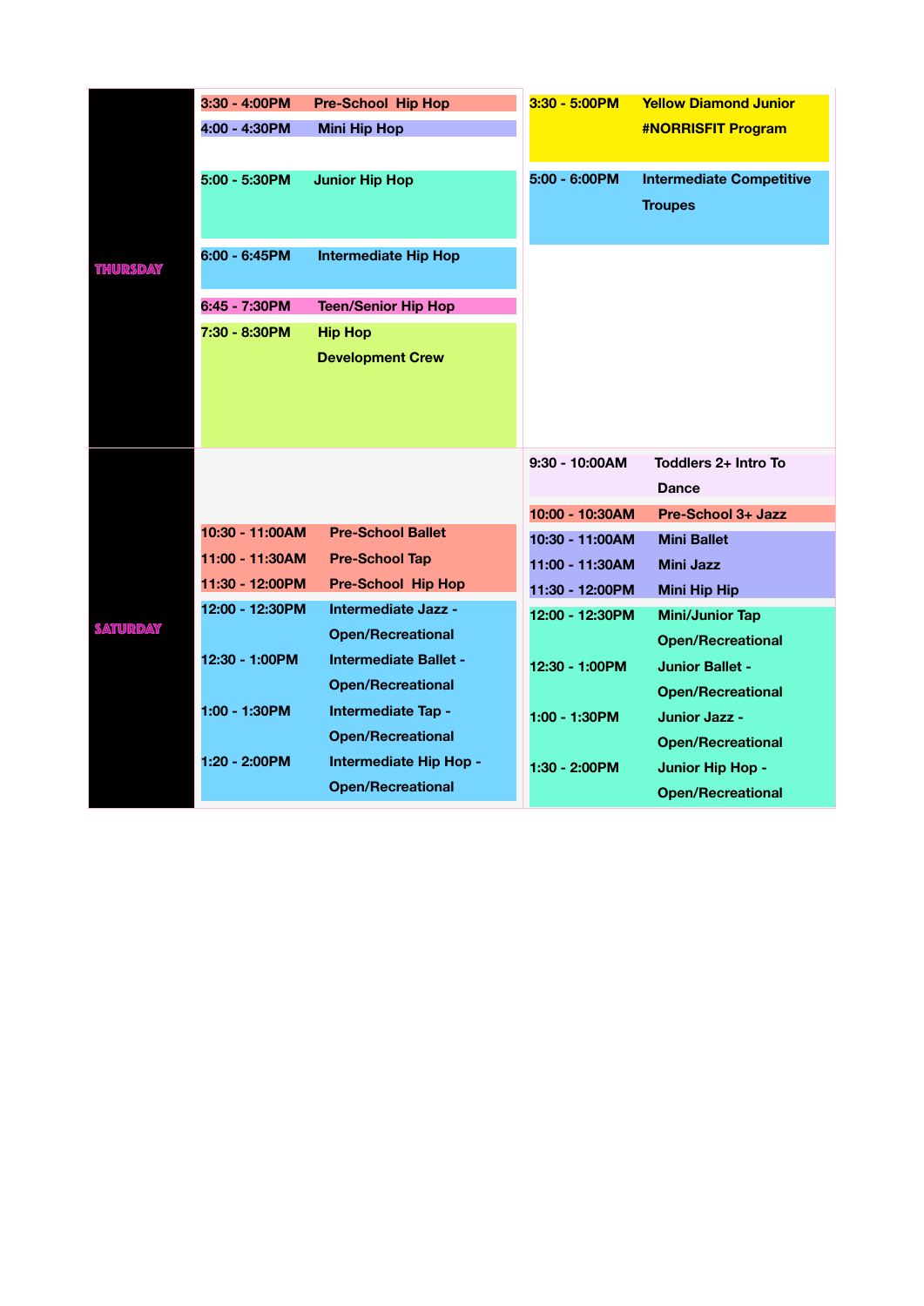| | | |
|---|---|---|
| **THURSDAY** | 3:30 - 4:00PM Pre-School Hip Hop | 3:30 - 5:00PM Yellow Diamond Junior #NORRISFIT Program |
| | 4:00 - 4:30PM Mini Hip Hop | |
| | 5:00 - 5:30PM Junior Hip Hop | 5:00 - 6:00PM Intermediate Competitive Troupes |
| | 6:00 - 6:45PM Intermediate Hip Hop | |
| | 6:45 - 7:30PM Teen/Senior Hip Hop | |
| | 7:30 - 8:30PM Hip Hop Development Crew | |
| **SATURDAY** | | 9:30 - 10:00AM Toddlers 2+ Intro To Dance |
| | | 10:00 - 10:30AM Pre-School 3+ Jazz |
| | 10:30 - 11:00AM Pre-School Ballet | 10:30 - 11:00AM Mini Ballet |
| | 11:00 - 11:30AM Pre-School Tap | 11:00 - 11:30AM Mini Jazz |
| | 11:30 - 12:00PM Pre-School Hip Hop | 11:30 - 12:00PM Mini Hip Hip |
| | 12:00 - 12:30PM Intermediate Jazz - Open/Recreational | 12:00 - 12:30PM Mini/Junior Tap Open/Recreational |
| | 12:30 - 1:00PM Intermediate Ballet - Open/Recreational | 12:30 - 1:00PM Junior Ballet - Open/Recreational |
| | 1:00 - 1:30PM Intermediate Tap - Open/Recreational | 1:00 - 1:30PM Junior Jazz - Open/Recreational |
| | 1:20 - 2:00PM Intermediate Hip Hop - Open/Recreational | 1:30 - 2:00PM Junior Hip Hop - Open/Recreational |